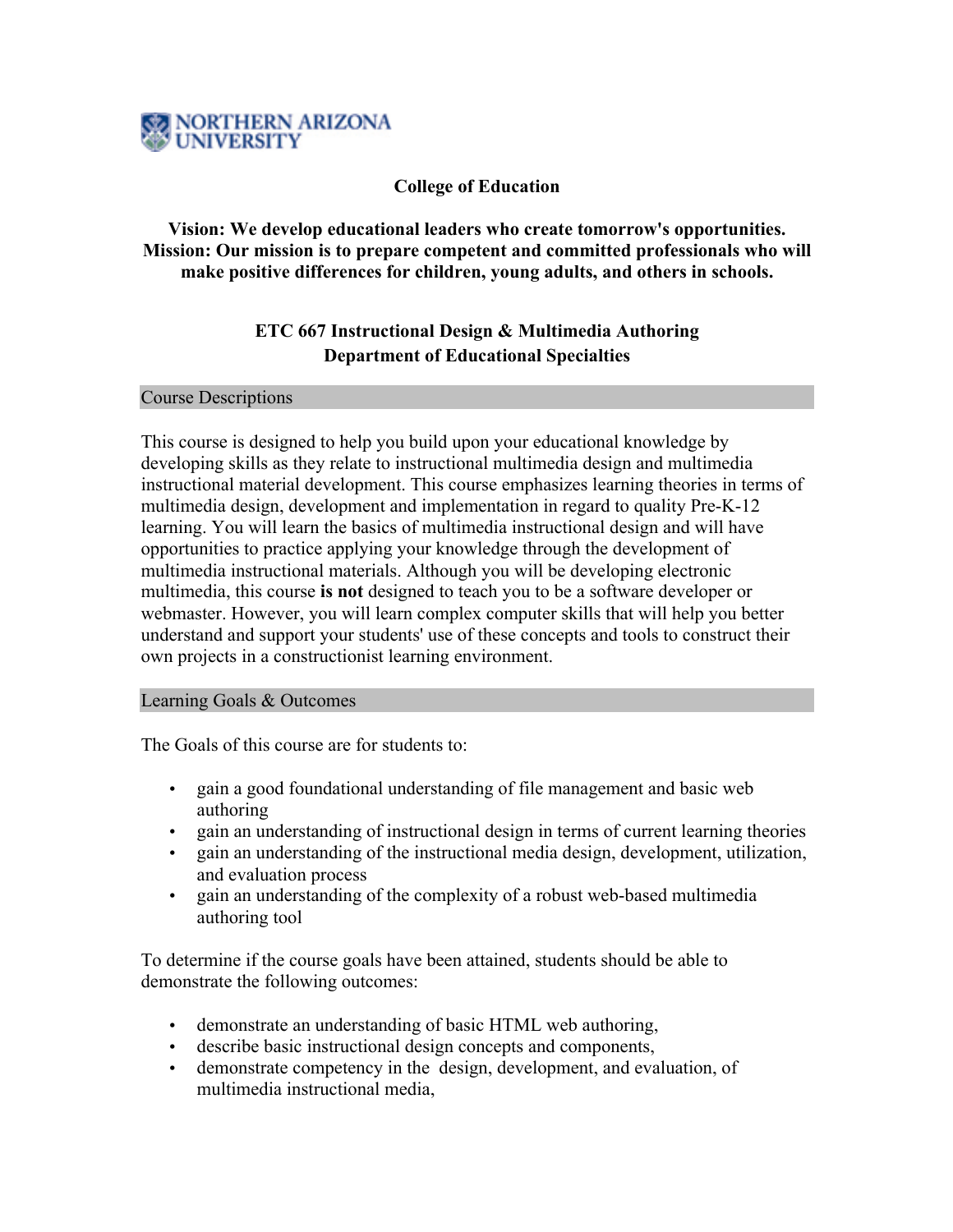NORTHERN ARIZONA UNIVERSITY

**College of Education**

**Vision: We develop educational leaders who create tomorrow's opportunities.**
**Mission: Our mission is to prepare competent and committed professionals who will make positive differences for children, young adults, and others in schools.**

# ETC 667 Instructional Design & Multimedia Authoring

**Department of Educational Specialties**

## Course Descriptions

This course is designed to help you build upon your educational knowledge by developing skills as they relate to instructional multimedia design and multimedia instructional material development. This course emphasizes learning theories in terms of multimedia design, development and implementation in regard to quality Pre-K-12 learning. You will learn the basics of multimedia instructional design and will have opportunities to practice applying your knowledge through the development of multimedia instructional materials. Although you will be developing electronic multimedia, this course **is not** designed to teach you to be a software developer or webmaster. However, you will learn complex computer skills that will help you better understand and support your students' use of these concepts and tools to construct their own projects in a constructionist learning environment.

## Learning Goals & Outcomes

The Goals of this course are for students to:

- gain a good foundational understanding of file management and basic web authoring
- gain an understanding of instructional design in terms of current learning theories
- gain an understanding of the instructional media design, development, utilization, and evaluation process
- gain an understanding of the complexity of a robust web-based multimedia authoring tool

To determine if the course goals have been attained, students should be able to demonstrate the following outcomes:

- demonstrate an understanding of basic HTML web authoring,
- describe basic instructional design concepts and components,
- demonstrate competency in the design, development, and evaluation, of multimedia instructional media,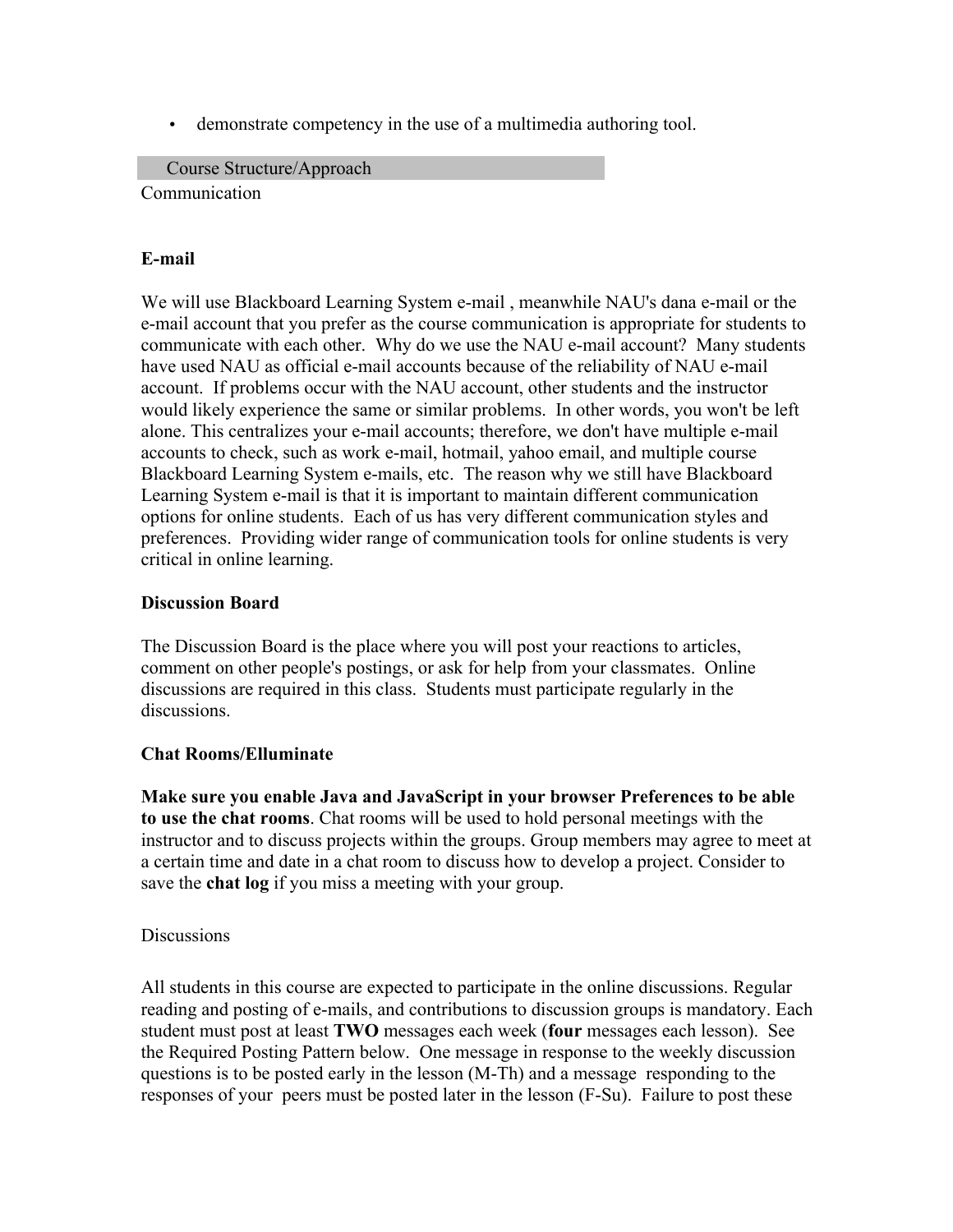- demonstrate competency in the use of a multimedia authoring tool.

## Course Structure/Approach

Communication

### E-mail

We will use Blackboard Learning System e-mail , meanwhile NAU's dana e-mail or the e-mail account that you prefer as the course communication is appropriate for students to communicate with each other. Why do we use the NAU e-mail account? Many students have used NAU as official e-mail accounts because of the reliability of NAU e-mail account. If problems occur with the NAU account, other students and the instructor would likely experience the same or similar problems. In other words, you won't be left alone. This centralizes your e-mail accounts; therefore, we don't have multiple e-mail accounts to check, such as work e-mail, hotmail, yahoo email, and multiple course Blackboard Learning System e-mails, etc. The reason why we still have Blackboard Learning System e-mail is that it is important to maintain different communication options for online students. Each of us has very different communication styles and preferences. Providing wider range of communication tools for online students is very critical in online learning.

### Discussion Board

The Discussion Board is the place where you will post your reactions to articles, comment on other people's postings, or ask for help from your classmates. Online discussions are required in this class. Students must participate regularly in the discussions.

### Chat Rooms/Elluminate

**Make sure you enable Java and JavaScript in your browser Preferences to be able to use the chat rooms**. Chat rooms will be used to hold personal meetings with the instructor and to discuss projects within the groups. Group members may agree to meet at a certain time and date in a chat room to discuss how to develop a project. Consider to save the **chat log** if you miss a meeting with your group.

Discussions

All students in this course are expected to participate in the online discussions. Regular reading and posting of e-mails, and contributions to discussion groups is mandatory. Each student must post at least **TWO** messages each week (**four** messages each lesson). See the Required Posting Pattern below. One message in response to the weekly discussion questions is to be posted early in the lesson (M-Th) and a message responding to the responses of your peers must be posted later in the lesson (F-Su). Failure to post these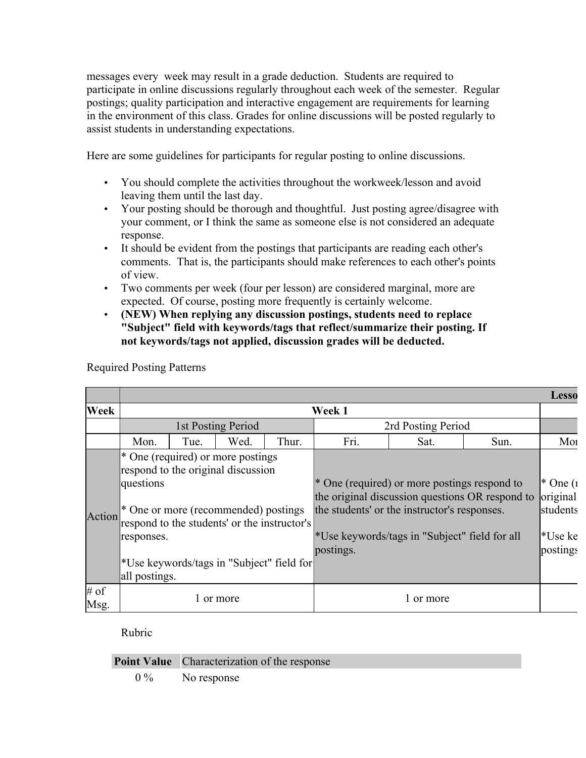messages every week may result in a grade deduction. Students are required to participate in online discussions regularly throughout each week of the semester. Regular postings; quality participation and interactive engagement are requirements for learning in the environment of this class. Grades for online discussions will be posted regularly to assist students in understanding expectations.

Here are some guidelines for participants for regular posting to online discussions.

- You should complete the activities throughout the workweek/lesson and avoid leaving them until the last day.
- Your posting should be thorough and thoughtful. Just posting agree/disagree with your comment, or I think the same as someone else is not considered an adequate response.
- It should be evident from the postings that participants are reading each other's comments. That is, the participants should make references to each other's points of view.
- Two comments per week (four per lesson) are considered marginal, more are expected. Of course, posting more frequently is certainly welcome.
- **(NEW) When replying any discussion postings, students need to replace "Subject" field with keywords/tags that reflect/summarize their posting. If not keywords/tags not applied, discussion grades will be deducted.**

Required Posting Patterns

| | Lesso | | | | | | | |
|---|---|---|---|---|---|---|---|---|
| **Week** | **Week 1** | | | | | | | |
| | 1st Posting Period | | | | 2rd Posting Period | | | |
| | Mon. | Tue. | Wed. | Thur. | Fri. | Sat. | Sun. | Mor |
| Action | * One (required) or more postings respond to the original discussion questions<br><br>* One or more (recommended) postings respond to the students' or the instructor's responses.<br><br>*Use keywords/tags in "Subject" field for all postings. | | | | * One (required) or more postings respond to the original discussion questions OR respond to the students' or the instructor's responses.<br><br>*Use keywords/tags in "Subject" field for all postings. | | | * One (r original students<br><br>*Use ke postings |
| # of Msg. | 1 or more | | | | 1 or more | | | |

Rubric

| Point Value | Characterization of the response |
|---|---|
| 0 % | No response |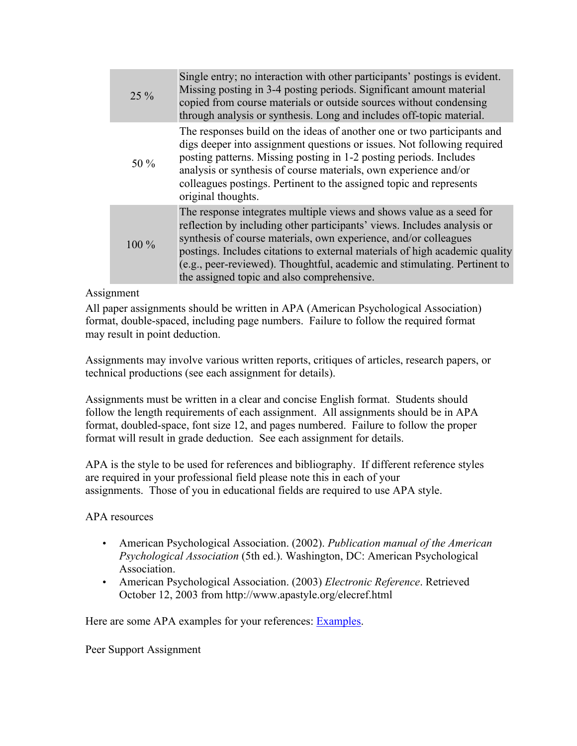| | |
|---|---|
| 25 % | Single entry; no interaction with other participants' postings is evident. Missing posting in 3-4 posting periods. Significant amount material copied from course materials or outside sources without condensing through analysis or synthesis. Long and includes off-topic material. |
| 50 % | The responses build on the ideas of another one or two participants and digs deeper into assignment questions or issues. Not following required posting patterns. Missing posting in 1-2 posting periods. Includes analysis or synthesis of course materials, own experience and/or colleagues postings. Pertinent to the assigned topic and represents original thoughts. |
| 100 % | The response integrates multiple views and shows value as a seed for reflection by including other participants' views. Includes analysis or synthesis of course materials, own experience, and/or colleagues postings. Includes citations to external materials of high academic quality (e.g., peer-reviewed). Thoughtful, academic and stimulating. Pertinent to the assigned topic and also comprehensive. |

Assignment

All paper assignments should be written in APA (American Psychological Association) format, double-spaced, including page numbers. Failure to follow the required format may result in point deduction.

Assignments may involve various written reports, critiques of articles, research papers, or technical productions (see each assignment for details).

Assignments must be written in a clear and concise English format. Students should follow the length requirements of each assignment. All assignments should be in APA format, doubled-space, font size 12, and pages numbered. Failure to follow the proper format will result in grade deduction. See each assignment for details.

APA is the style to be used for references and bibliography. If different reference styles are required in your professional field please note this in each of your assignments. Those of you in educational fields are required to use APA style.

APA resources

- American Psychological Association. (2002). *Publication manual of the American Psychological Association* (5th ed.). Washington, DC: American Psychological Association.
- American Psychological Association. (2003) *Electronic Reference*. Retrieved October 12, 2003 from http://www.apastyle.org/elecref.html

Here are some APA examples for your references: Examples.

Peer Support Assignment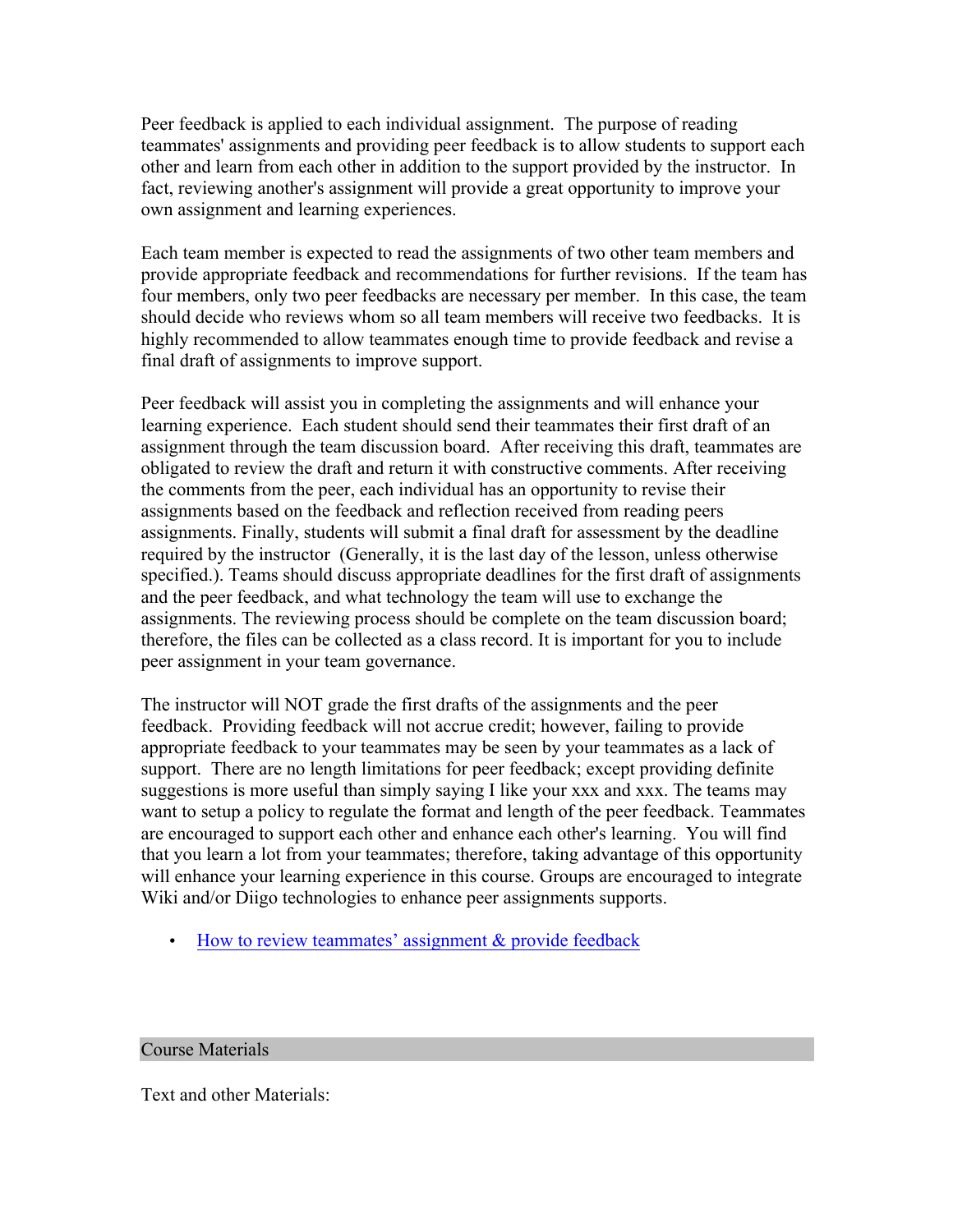Peer feedback is applied to each individual assignment. The purpose of reading teammates' assignments and providing peer feedback is to allow students to support each other and learn from each other in addition to the support provided by the instructor. In fact, reviewing another's assignment will provide a great opportunity to improve your own assignment and learning experiences.

Each team member is expected to read the assignments of two other team members and provide appropriate feedback and recommendations for further revisions. If the team has four members, only two peer feedbacks are necessary per member. In this case, the team should decide who reviews whom so all team members will receive two feedbacks. It is highly recommended to allow teammates enough time to provide feedback and revise a final draft of assignments to improve support.

Peer feedback will assist you in completing the assignments and will enhance your learning experience. Each student should send their teammates their first draft of an assignment through the team discussion board. After receiving this draft, teammates are obligated to review the draft and return it with constructive comments. After receiving the comments from the peer, each individual has an opportunity to revise their assignments based on the feedback and reflection received from reading peers assignments. Finally, students will submit a final draft for assessment by the deadline required by the instructor (Generally, it is the last day of the lesson, unless otherwise specified.). Teams should discuss appropriate deadlines for the first draft of assignments and the peer feedback, and what technology the team will use to exchange the assignments. The reviewing process should be complete on the team discussion board; therefore, the files can be collected as a class record. It is important for you to include peer assignment in your team governance.

The instructor will NOT grade the first drafts of the assignments and the peer feedback. Providing feedback will not accrue credit; however, failing to provide appropriate feedback to your teammates may be seen by your teammates as a lack of support. There are no length limitations for peer feedback; except providing definite suggestions is more useful than simply saying I like your xxx and xxx. The teams may want to setup a policy to regulate the format and length of the peer feedback. Teammates are encouraged to support each other and enhance each other's learning. You will find that you learn a lot from your teammates; therefore, taking advantage of this opportunity will enhance your learning experience in this course. Groups are encouraged to integrate Wiki and/or Diigo technologies to enhance peer assignments supports.

- How to review teammates' assignment & provide feedback

## Course Materials

Text and other Materials: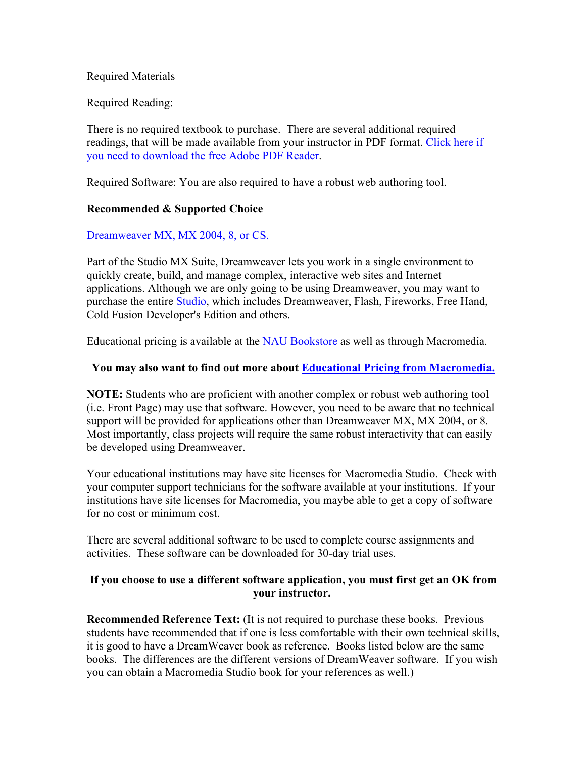Required Materials

Required Reading:

There is no required textbook to purchase. There are several additional required readings, that will be made available from your instructor in PDF format. Click here if you need to download the free Adobe PDF Reader.

Required Software: You are also required to have a robust web authoring tool.

**Recommended & Supported Choice**

Dreamweaver MX, MX 2004, 8, or CS.

Part of the Studio MX Suite, Dreamweaver lets you work in a single environment to quickly create, build, and manage complex, interactive web sites and Internet applications. Although we are only going to be using Dreamweaver, you may want to purchase the entire Studio, which includes Dreamweaver, Flash, Fireworks, Free Hand, Cold Fusion Developer's Edition and others.

Educational pricing is available at the NAU Bookstore as well as through Macromedia.

**You may also want to find out more about Educational Pricing from Macromedia.**

**NOTE:** Students who are proficient with another complex or robust web authoring tool (i.e. Front Page) may use that software. However, you need to be aware that no technical support will be provided for applications other than Dreamweaver MX, MX 2004, or 8. Most importantly, class projects will require the same robust interactivity that can easily be developed using Dreamweaver.

Your educational institutions may have site licenses for Macromedia Studio. Check with your computer support technicians for the software available at your institutions. If your institutions have site licenses for Macromedia, you maybe able to get a copy of software for no cost or minimum cost.

There are several additional software to be used to complete course assignments and activities. These software can be downloaded for 30-day trial uses.

**If you choose to use a different software application, you must first get an OK from your instructor.**

**Recommended Reference Text:** (It is not required to purchase these books. Previous students have recommended that if one is less comfortable with their own technical skills, it is good to have a DreamWeaver book as reference. Books listed below are the same books. The differences are the different versions of DreamWeaver software. If you wish you can obtain a Macromedia Studio book for your references as well.)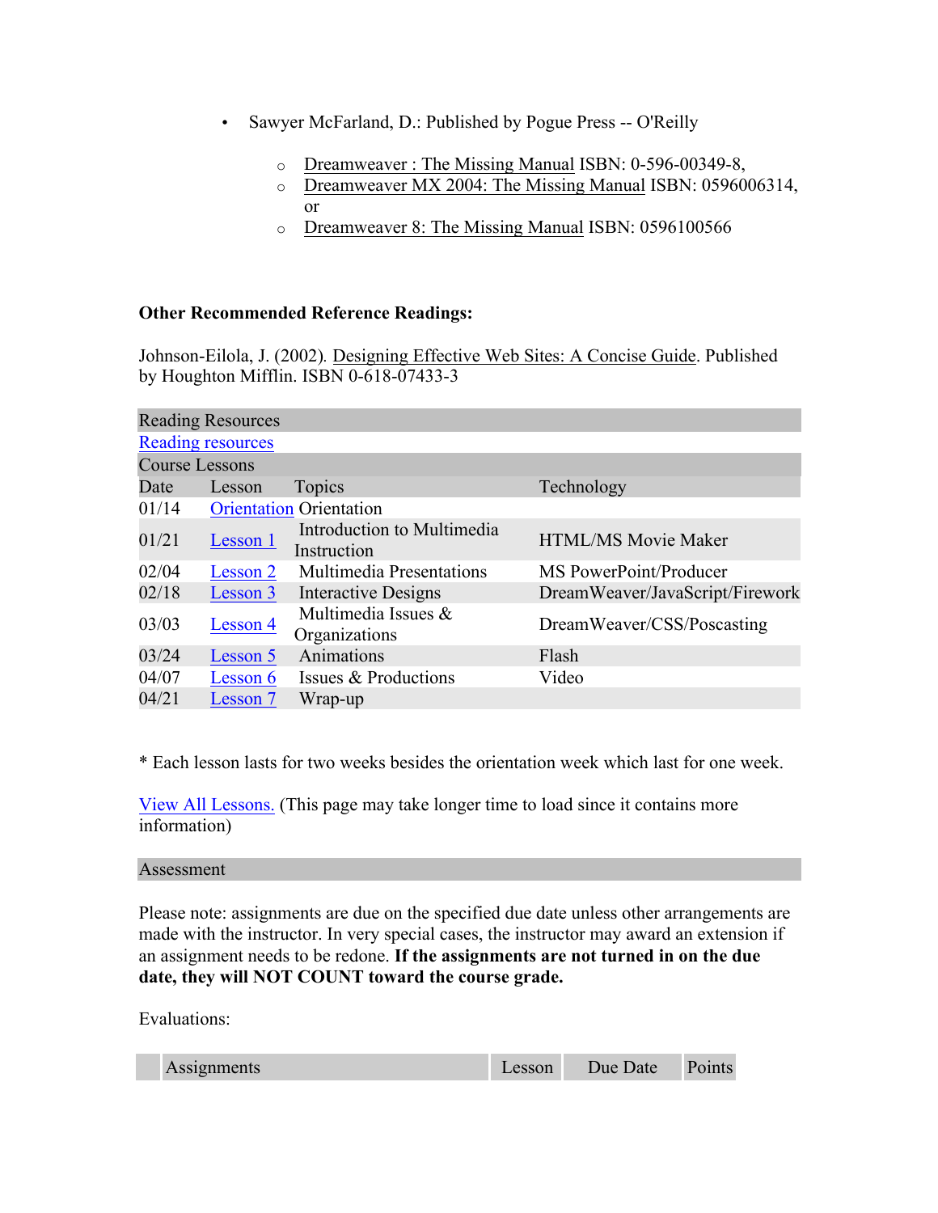- Sawyer McFarland, D.: Published by Pogue Press -- O'Reilly
    - Dreamweaver : The Missing Manual ISBN: 0-596-00349-8,
    - Dreamweaver MX 2004: The Missing Manual ISBN: 0596006314, or
    - Dreamweaver 8: The Missing Manual ISBN: 0596100566

**Other Recommended Reference Readings:**

Johnson-Eilola, J. (2002). Designing Effective Web Sites: A Concise Guide. Published by Houghton Mifflin. ISBN 0-618-07433-3

| Reading Resources | | | |
|---|---|---|---|
| Reading resources | | | |
| Course Lessons | | | |
| Date | Lesson | Topics | Technology |
| 01/14 | Orientation | Orientation | |
| 01/21 | Lesson 1 | Introduction to Multimedia Instruction | HTML/MS Movie Maker |
| 02/04 | Lesson 2 | Multimedia Presentations | MS PowerPoint/Producer |
| 02/18 | Lesson 3 | Interactive Designs | DreamWeaver/JavaScript/Firework |
| 03/03 | Lesson 4 | Multimedia Issues & Organizations | DreamWeaver/CSS/Poscasting |
| 03/24 | Lesson 5 | Animations | Flash |
| 04/07 | Lesson 6 | Issues & Productions | Video |
| 04/21 | Lesson 7 | Wrap-up | |

* Each lesson lasts for two weeks besides the orientation week which last for one week.

View All Lessons. (This page may take longer time to load since it contains more information)

## Assessment

Please note: assignments are due on the specified due date unless other arrangements are made with the instructor. In very special cases, the instructor may award an extension if an assignment needs to be redone. **If the assignments are not turned in on the due date, they will NOT COUNT toward the course grade.**

Evaluations:

| | Assignments | Lesson | Due Date | Points |
|---|---|---|---|---|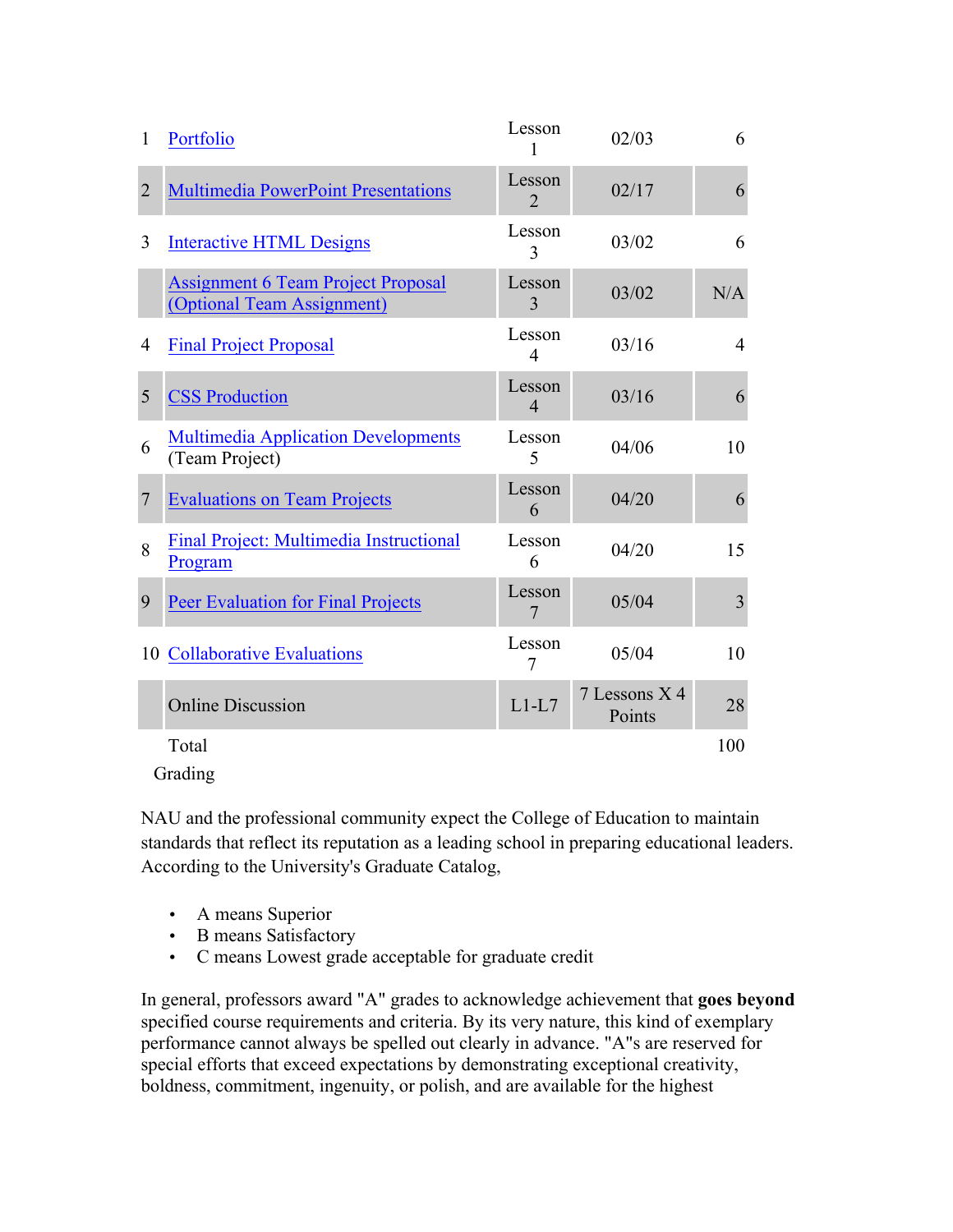| | | | | |
|---|---|---|---|---|
| 1 | Portfolio | Lesson 1 | 02/03 | 6 |
| 2 | Multimedia PowerPoint Presentations | Lesson 2 | 02/17 | 6 |
| 3 | Interactive HTML Designs | Lesson 3 | 03/02 | 6 |
| | Assignment 6 Team Project Proposal (Optional Team Assignment) | Lesson 3 | 03/02 | N/A |
| 4 | Final Project Proposal | Lesson 4 | 03/16 | 4 |
| 5 | CSS Production | Lesson 4 | 03/16 | 6 |
| 6 | Multimedia Application Developments (Team Project) | Lesson 5 | 04/06 | 10 |
| 7 | Evaluations on Team Projects | Lesson 6 | 04/20 | 6 |
| 8 | Final Project: Multimedia Instructional Program | Lesson 6 | 04/20 | 15 |
| 9 | Peer Evaluation for Final Projects | Lesson 7 | 05/04 | 3 |
| 10 | Collaborative Evaluations | Lesson 7 | 05/04 | 10 |
| | Online Discussion | L1-L7 | 7 Lessons X 4 Points | 28 |
| | Total | | | 100 |

Grading

NAU and the professional community expect the College of Education to maintain standards that reflect its reputation as a leading school in preparing educational leaders. According to the University's Graduate Catalog,

- A means Superior
- B means Satisfactory
- C means Lowest grade acceptable for graduate credit

In general, professors award "A" grades to acknowledge achievement that **goes beyond** specified course requirements and criteria. By its very nature, this kind of exemplary performance cannot always be spelled out clearly in advance. "A"s are reserved for special efforts that exceed expectations by demonstrating exceptional creativity, boldness, commitment, ingenuity, or polish, and are available for the highest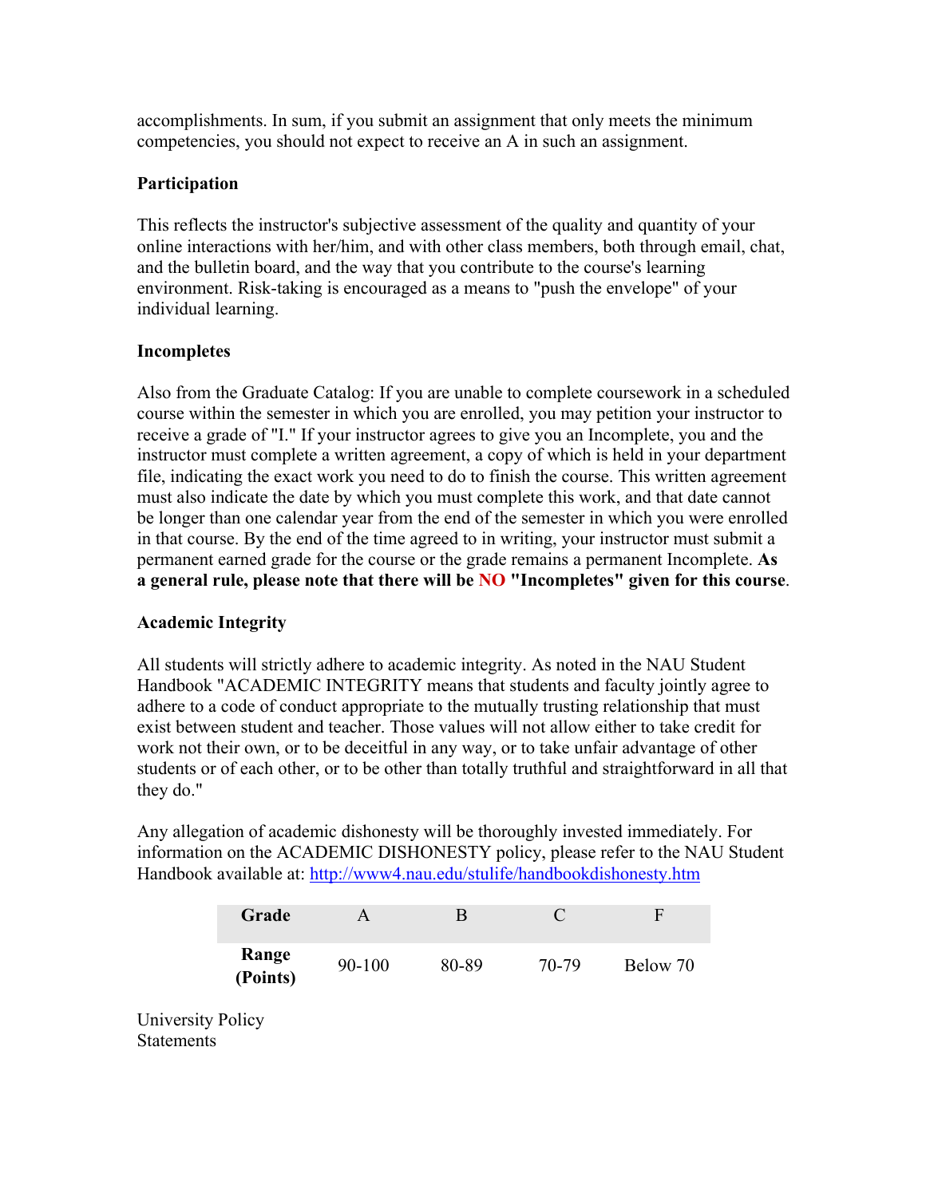accomplishments. In sum, if you submit an assignment that only meets the minimum competencies, you should not expect to receive an A in such an assignment.

**Participation**

This reflects the instructor's subjective assessment of the quality and quantity of your online interactions with her/him, and with other class members, both through email, chat, and the bulletin board, and the way that you contribute to the course's learning environment. Risk-taking is encouraged as a means to "push the envelope" of your individual learning.

**Incompletes**

Also from the Graduate Catalog: If you are unable to complete coursework in a scheduled course within the semester in which you are enrolled, you may petition your instructor to receive a grade of "I." If your instructor agrees to give you an Incomplete, you and the instructor must complete a written agreement, a copy of which is held in your department file, indicating the exact work you need to do to finish the course. This written agreement must also indicate the date by which you must complete this work, and that date cannot be longer than one calendar year from the end of the semester in which you were enrolled in that course. By the end of the time agreed to in writing, your instructor must submit a permanent earned grade for the course or the grade remains a permanent Incomplete. **As a general rule, please note that there will be NO "Incompletes" given for this course**.

**Academic Integrity**

All students will strictly adhere to academic integrity. As noted in the NAU Student Handbook "ACADEMIC INTEGRITY means that students and faculty jointly agree to adhere to a code of conduct appropriate to the mutually trusting relationship that must exist between student and teacher. Those values will not allow either to take credit for work not their own, or to be deceitful in any way, or to take unfair advantage of other students or of each other, or to be other than totally truthful and straightforward in all that they do."

Any allegation of academic dishonesty will be thoroughly invested immediately. For information on the ACADEMIC DISHONESTY policy, please refer to the NAU Student Handbook available at: http://www4.nau.edu/stulife/handbookdishonesty.htm

| Grade | A | B | C | F |
|---|---|---|---|---|
| **Range (Points)** | 90-100 | 80-89 | 70-79 | Below 70 |

University Policy Statements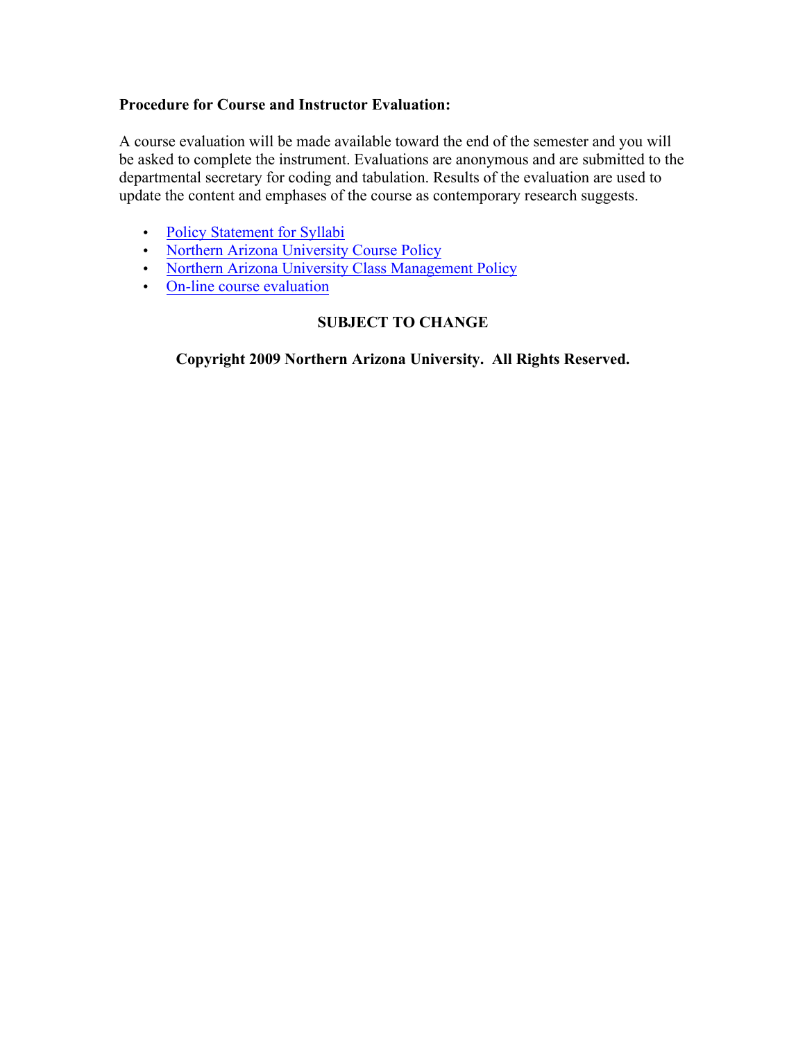**Procedure for Course and Instructor Evaluation:**

A course evaluation will be made available toward the end of the semester and you will be asked to complete the instrument. Evaluations are anonymous and are submitted to the departmental secretary for coding and tabulation. Results of the evaluation are used to update the content and emphases of the course as contemporary research suggests.

- Policy Statement for Syllabi
- Northern Arizona University Course Policy
- Northern Arizona University Class Management Policy
- On-line course evaluation

**SUBJECT TO CHANGE**

**Copyright 2009 Northern Arizona University. All Rights Reserved.**